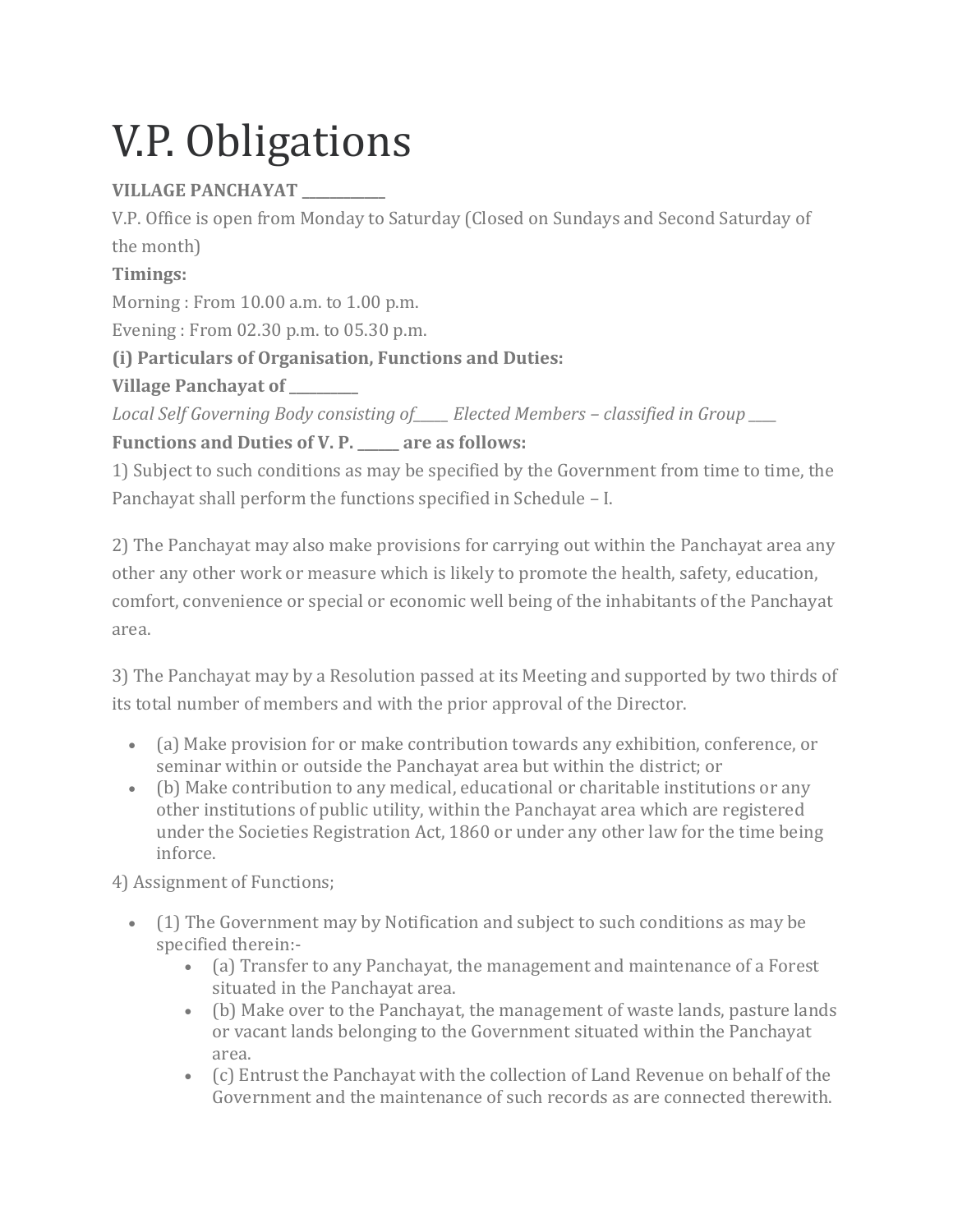# V.P. Obligations

**VILLAGE PANCHAYAT ____________**

V.P. Office is open from Monday to Saturday (Closed on Sundays and Second Saturday of the month)

**Timings:**

Morning : From 10.00 a.m. to 1.00 p.m.

Evening : From 02.30 p.m. to 05.30 p.m.

**(i) Particulars of Organisation, Functions and Duties:**

**Village Panchayat of __________**

*Local Self Governing Body consisting of_____ Elected Members – classified in Group ____*

**Functions and Duties of V. P. ______ are as follows:**

1) Subject to such conditions as may be specified by the Government from time to time, the Panchayat shall perform the functions specified in Schedule – I.

2) The Panchayat may also make provisions for carrying out within the Panchayat area any other any other work or measure which is likely to promote the health, safety, education, comfort, convenience or special or economic well being of the inhabitants of the Panchayat area.

3) The Panchayat may by a Resolution passed at its Meeting and supported by two thirds of its total number of members and with the prior approval of the Director.

- (a) Make provision for or make contribution towards any exhibition, conference, or seminar within or outside the Panchayat area but within the district; or
- (b) Make contribution to any medical, educational or charitable institutions or any other institutions of public utility, within the Panchayat area which are registered under the Societies Registration Act, 1860 or under any other law for the time being inforce.

4) Assignment of Functions;

- (1) The Government may by Notification and subject to such conditions as may be specified therein:-
    - (a) Transfer to any Panchayat, the management and maintenance of a Forest situated in the Panchayat area.
    - (b) Make over to the Panchayat, the management of waste lands, pasture lands or vacant lands belonging to the Government situated within the Panchayat area.
    - (c) Entrust the Panchayat with the collection of Land Revenue on behalf of the Government and the maintenance of such records as are connected therewith.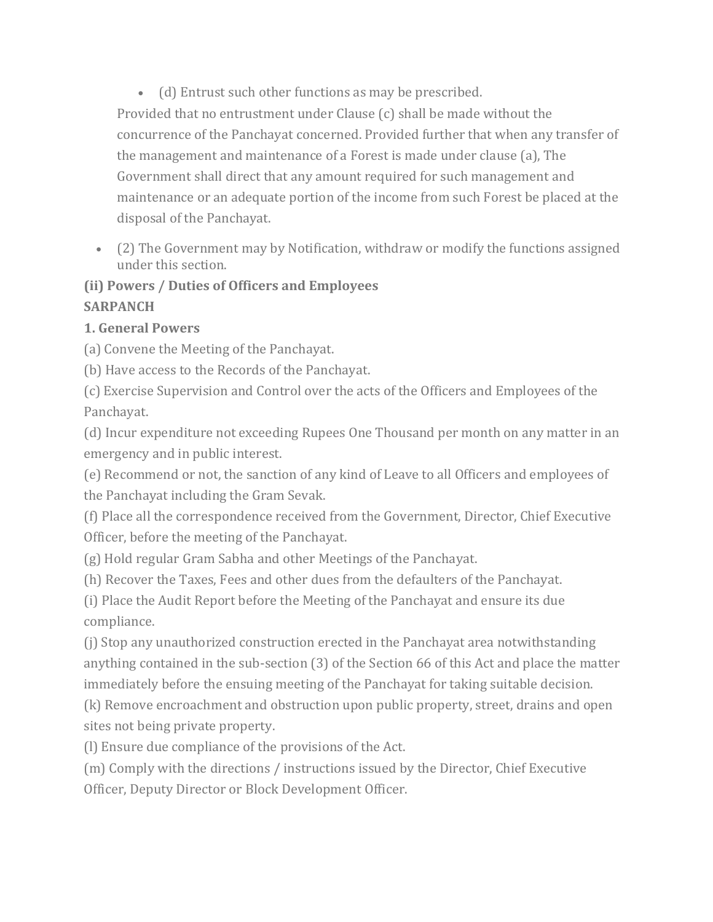- (d) Entrust such other functions as may be prescribed.

  Provided that no entrustment under Clause (c) shall be made without the concurrence of the Panchayat concerned. Provided further that when any transfer of the management and maintenance of a Forest is made under clause (a), The Government shall direct that any amount required for such management and maintenance or an adequate portion of the income from such Forest be placed at the disposal of the Panchayat.

- (2) The Government may by Notification, withdraw or modify the functions assigned under this section.

**(ii) Powers / Duties of Officers and Employees**

**SARPANCH**

**1. General Powers**

(a) Convene the Meeting of the Panchayat.

(b) Have access to the Records of the Panchayat.

(c) Exercise Supervision and Control over the acts of the Officers and Employees of the Panchayat.

(d) Incur expenditure not exceeding Rupees One Thousand per month on any matter in an emergency and in public interest.

(e) Recommend or not, the sanction of any kind of Leave to all Officers and employees of the Panchayat including the Gram Sevak.

(f) Place all the correspondence received from the Government, Director, Chief Executive Officer, before the meeting of the Panchayat.

(g) Hold regular Gram Sabha and other Meetings of the Panchayat.

(h) Recover the Taxes, Fees and other dues from the defaulters of the Panchayat.

(i) Place the Audit Report before the Meeting of the Panchayat and ensure its due compliance.

(j) Stop any unauthorized construction erected in the Panchayat area notwithstanding anything contained in the sub-section (3) of the Section 66 of this Act and place the matter immediately before the ensuing meeting of the Panchayat for taking suitable decision.

(k) Remove encroachment and obstruction upon public property, street, drains and open sites not being private property.

(l) Ensure due compliance of the provisions of the Act.

(m) Comply with the directions / instructions issued by the Director, Chief Executive Officer, Deputy Director or Block Development Officer.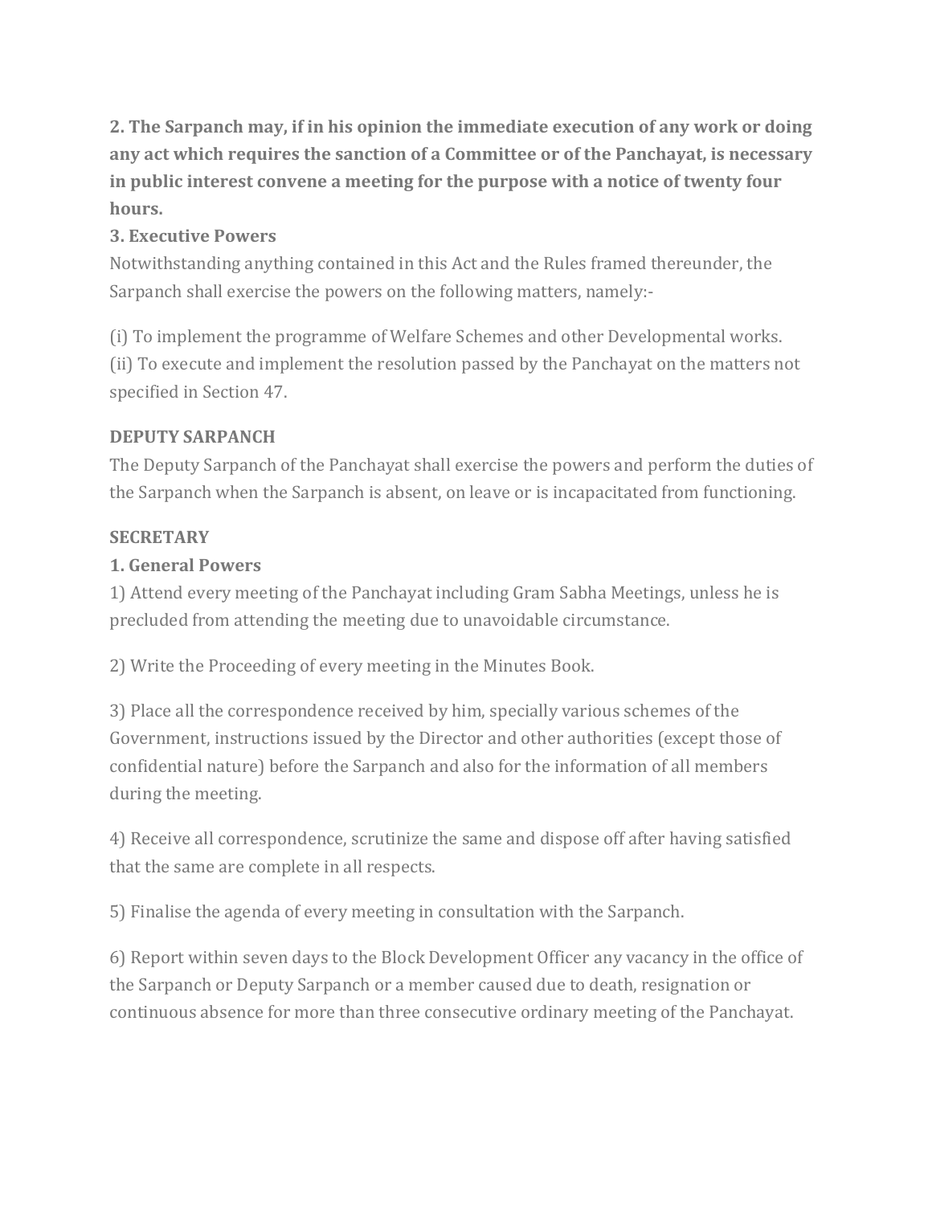**2. The Sarpanch may, if in his opinion the immediate execution of any work or doing any act which requires the sanction of a Committee or of the Panchayat, is necessary in public interest convene a meeting for the purpose with a notice of twenty four hours.**

**3. Executive Powers**

Notwithstanding anything contained in this Act and the Rules framed thereunder, the Sarpanch shall exercise the powers on the following matters, namely:-

(i) To implement the programme of Welfare Schemes and other Developmental works.
(ii) To execute and implement the resolution passed by the Panchayat on the matters not specified in Section 47.

**DEPUTY SARPANCH**

The Deputy Sarpanch of the Panchayat shall exercise the powers and perform the duties of the Sarpanch when the Sarpanch is absent, on leave or is incapacitated from functioning.

**SECRETARY**

**1. General Powers**

1) Attend every meeting of the Panchayat including Gram Sabha Meetings, unless he is precluded from attending the meeting due to unavoidable circumstance.

2) Write the Proceeding of every meeting in the Minutes Book.

3) Place all the correspondence received by him, specially various schemes of the Government, instructions issued by the Director and other authorities (except those of confidential nature) before the Sarpanch and also for the information of all members during the meeting.

4) Receive all correspondence, scrutinize the same and dispose off after having satisfied that the same are complete in all respects.

5) Finalise the agenda of every meeting in consultation with the Sarpanch.

6) Report within seven days to the Block Development Officer any vacancy in the office of the Sarpanch or Deputy Sarpanch or a member caused due to death, resignation or continuous absence for more than three consecutive ordinary meeting of the Panchayat.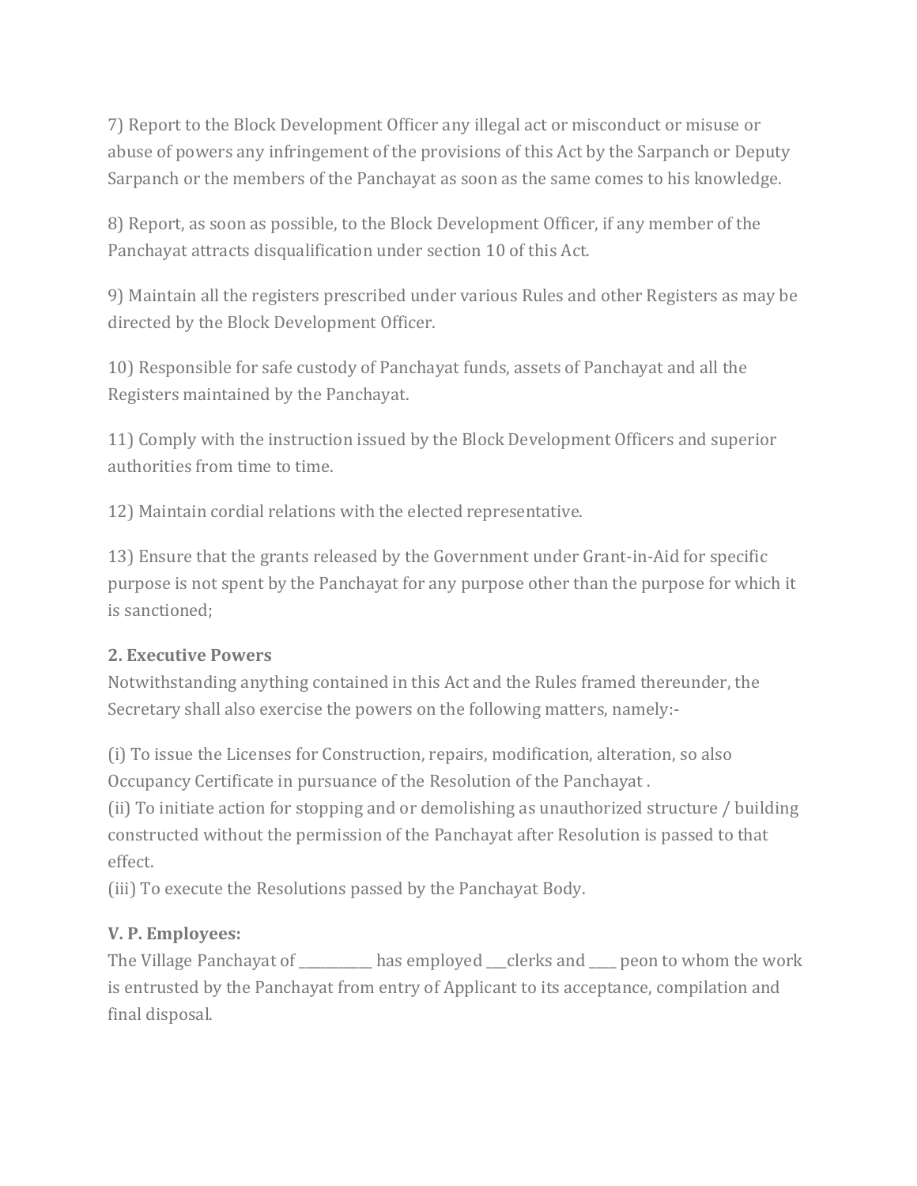7) Report to the Block Development Officer any illegal act or misconduct or misuse or abuse of powers any infringement of the provisions of this Act by the Sarpanch or Deputy Sarpanch or the members of the Panchayat as soon as the same comes to his knowledge.

8) Report, as soon as possible, to the Block Development Officer, if any member of the Panchayat attracts disqualification under section 10 of this Act.

9) Maintain all the registers prescribed under various Rules and other Registers as may be directed by the Block Development Officer.

10) Responsible for safe custody of Panchayat funds, assets of Panchayat and all the Registers maintained by the Panchayat.

11) Comply with the instruction issued by the Block Development Officers and superior authorities from time to time.

12) Maintain cordial relations with the elected representative.

13) Ensure that the grants released by the Government under Grant-in-Aid for specific purpose is not spent by the Panchayat for any purpose other than the purpose for which it is sanctioned;

**2. Executive Powers**

Notwithstanding anything contained in this Act and the Rules framed thereunder, the Secretary shall also exercise the powers on the following matters, namely:-

(i) To issue the Licenses for Construction, repairs, modification, alteration, so also Occupancy Certificate in pursuance of the Resolution of the Panchayat .
(ii) To initiate action for stopping and or demolishing as unauthorized structure / building constructed without the permission of the Panchayat after Resolution is passed to that effect.
(iii) To execute the Resolutions passed by the Panchayat Body.

**V. P. Employees:**

The Village Panchayat of ___________ has employed ___clerks and ____ peon to whom the work is entrusted by the Panchayat from entry of Applicant to its acceptance, compilation and final disposal.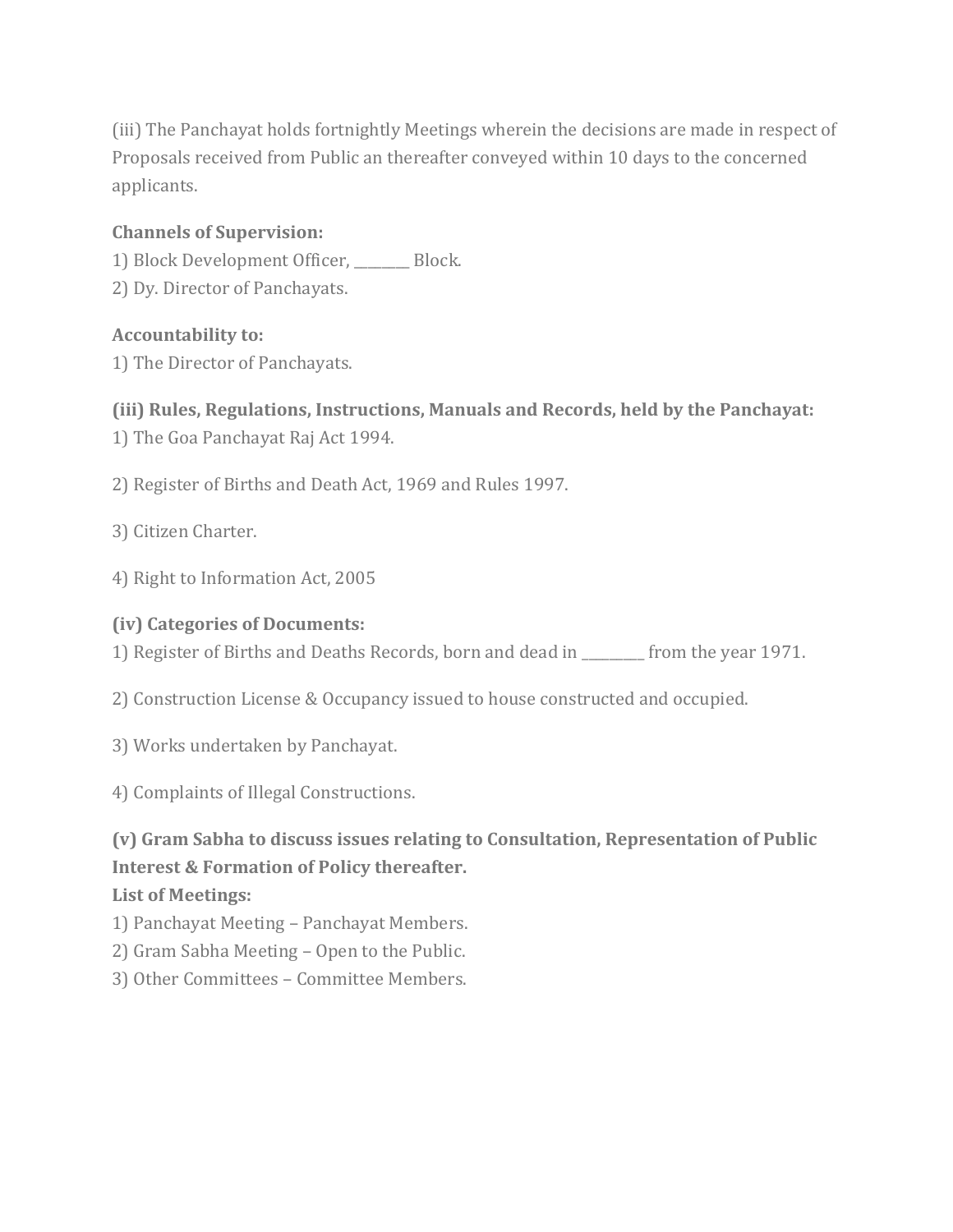(iii) The Panchayat holds fortnightly Meetings wherein the decisions are made in respect of Proposals received from Public an thereafter conveyed within 10 days to the concerned applicants.

**Channels of Supervision:**

1) Block Development Officer, ________ Block.
2) Dy. Director of Panchayats.

**Accountability to:**

1) The Director of Panchayats.

**(iii) Rules, Regulations, Instructions, Manuals and Records, held by the Panchayat:**

1) The Goa Panchayat Raj Act 1994.

2) Register of Births and Death Act, 1969 and Rules 1997.

3) Citizen Charter.

4) Right to Information Act, 2005

**(iv) Categories of Documents:**

1) Register of Births and Deaths Records, born and dead in _________ from the year 1971.

2) Construction License & Occupancy issued to house constructed and occupied.

3) Works undertaken by Panchayat.

4) Complaints of Illegal Constructions.

**(v) Gram Sabha to discuss issues relating to Consultation, Representation of Public Interest & Formation of Policy thereafter.**

**List of Meetings:**

1) Panchayat Meeting – Panchayat Members.
2) Gram Sabha Meeting – Open to the Public.
3) Other Committees – Committee Members.